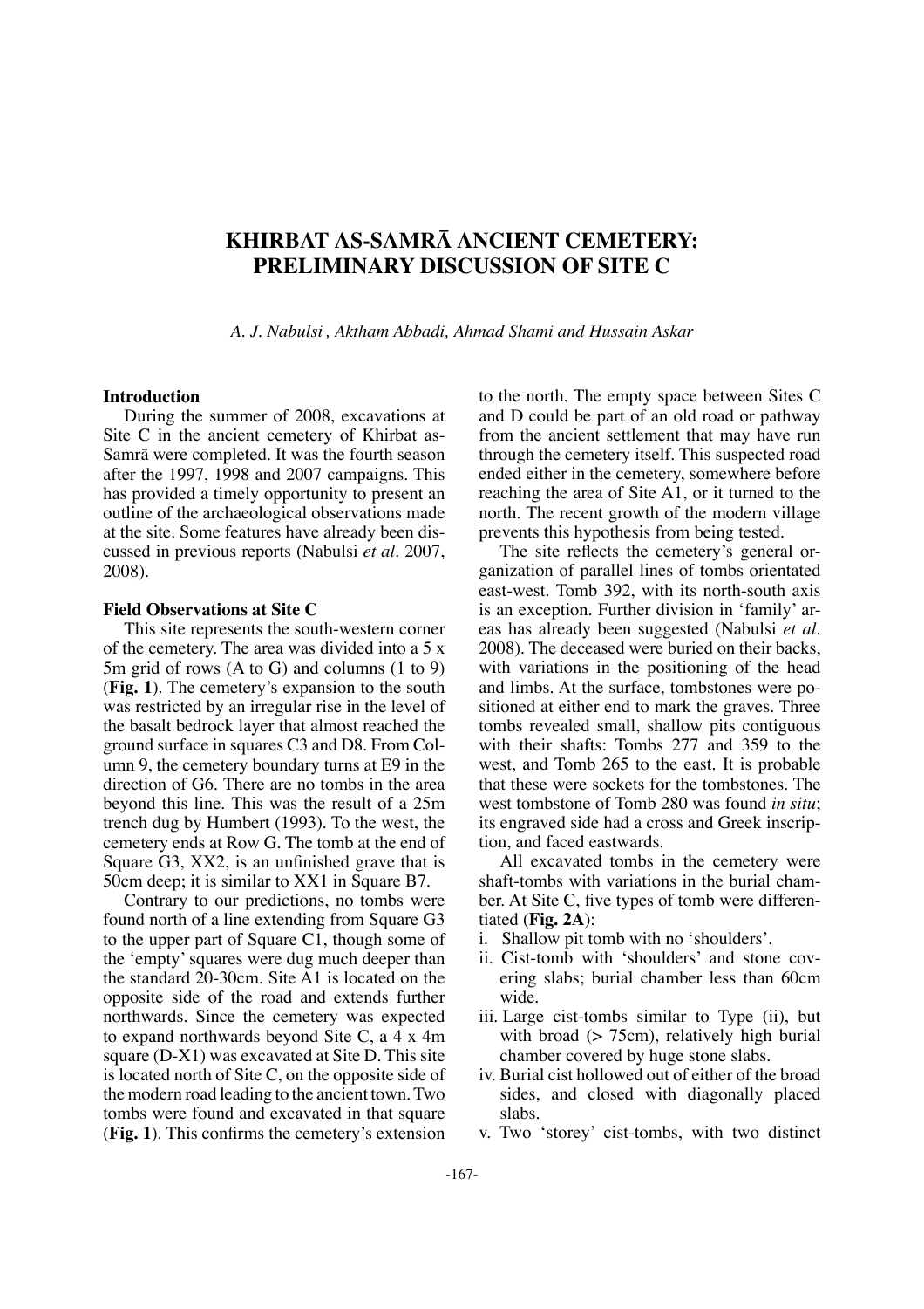# KHIRBAT AS-SAMRĀ ANCIENT CEMETERY: PRELIMINARY DISCUSSION OF SITE C

*A. J. Nabulsi , Aktham Abbadi, Ahmad Shami and Hussain Askar*

## Introduction

During the summer of 2008, excavations at Site C in the ancient cemetery of Khirbat as-Samrā were completed. It was the fourth season after the 1997, 1998 and 2007 campaigns. This has provided a timely opportunity to present an outline of the archaeological observations made at the site. Some features have already been discussed in previous reports (Nabulsi *et al*. 2007, 2008).

## Field Observations at Site C

This site represents the south-western corner of the cemetery. The area was divided into a 5 x 5m grid of rows (A to G) and columns (1 to 9) (**Fig. 1**). The cemetery's expansion to the south was restricted by an irregular rise in the level of the basalt bedrock layer that almost reached the ground surface in squares C3 and D8. From Column 9, the cemetery boundary turns at E9 in the direction of G6. There are no tombs in the area beyond this line. This was the result of a 25m trench dug by Humbert (1993). To the west, the cemetery ends at Row G. The tomb at the end of Square G3, XX2, is an unfinished grave that is 50cm deep; it is similar to XX1 in Square B7.

Contrary to our predictions, no tombs were found north of a line extending from Square G3 to the upper part of Square C1, though some of the 'empty' squares were dug much deeper than the standard 20-30cm. Site A1 is located on the opposite side of the road and extends further northwards. Since the cemetery was expected to expand northwards beyond Site C, a 4 x 4m square (D-X1) was excavated at Site D. This site is located north of Site C, on the opposite side of the modern road leading to the ancient town. Two tombs were found and excavated in that square (**Fig. 1**). This confirms the cemetery's extension to the north. The empty space between Sites C and D could be part of an old road or pathway from the ancient settlement that may have run through the cemetery itself. This suspected road ended either in the cemetery, somewhere before reaching the area of Site A1, or it turned to the north. The recent growth of the modern village prevents this hypothesis from being tested.

The site reflects the cemetery's general organization of parallel lines of tombs orientated east-west. Tomb 392, with its north-south axis is an exception. Further division in 'family' areas has already been suggested (Nabulsi *et al*. 2008). The deceased were buried on their backs, with variations in the positioning of the head and limbs. At the surface, tombstones were positioned at either end to mark the graves. Three tombs revealed small, shallow pits contiguous with their shafts: Tombs 277 and 359 to the west, and Tomb 265 to the east. It is probable that these were sockets for the tombstones. The west tombstone of Tomb 280 was found *in situ*; its engraved side had a cross and Greek inscription, and faced eastwards.

All excavated tombs in the cemetery were shaft-tombs with variations in the burial chamber. At Site C, five types of tomb were differentiated (**Fig. 2A**):

i. Shallow pit tomb with no 'shoulders'.
ii. Cist-tomb with 'shoulders' and stone covering slabs; burial chamber less than 60cm wide.
iii. Large cist-tombs similar to Type (ii), but with broad (> 75cm), relatively high burial chamber covered by huge stone slabs.
iv. Burial cist hollowed out of either of the broad sides, and closed with diagonally placed slabs.
v. Two 'storey' cist-tombs, with two distinct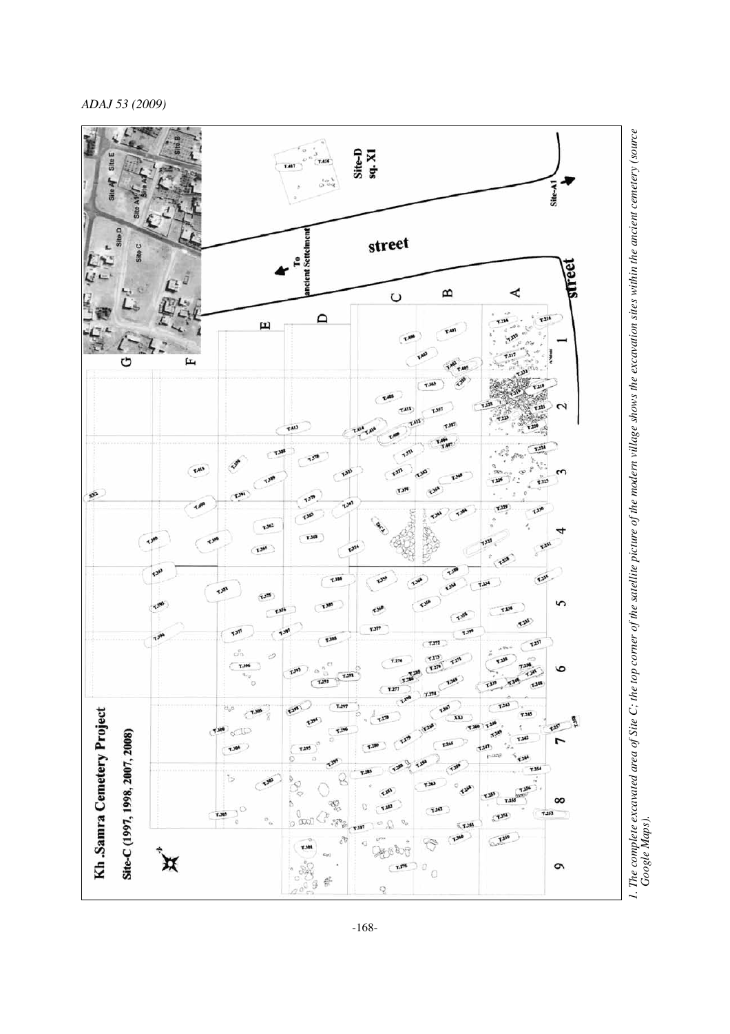1. The complete excavated area of Site C; the top corner of the satellite picture of the modern village shows the excavation sites within the ancient cemetery (source Google Maps).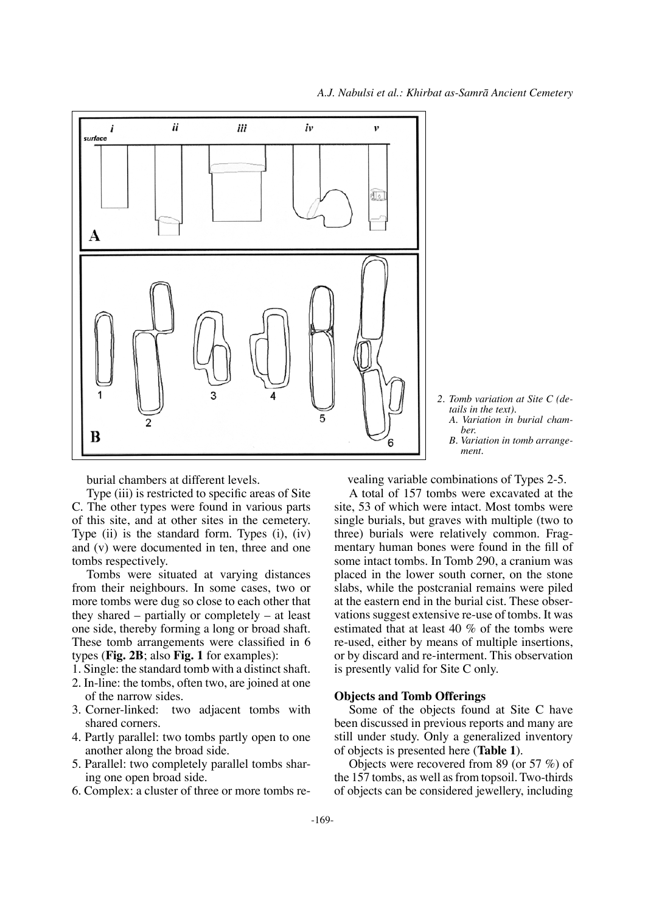2. *Tomb variation at Site C (details in the text).*
   *A. Variation in burial chamber.*
   *B. Variation in tomb arrangement.*

burial chambers at different levels.

Type (iii) is restricted to specific areas of Site C. The other types were found in various parts of this site, and at other sites in the cemetery. Type (ii) is the standard form. Types (i), (iv) and (v) were documented in ten, three and one tombs respectively.

Tombs were situated at varying distances from their neighbours. In some cases, two or more tombs were dug so close to each other that they shared – partially or completely – at least one side, thereby forming a long or broad shaft. These tomb arrangements were classified in 6 types (**Fig. 2B**; also **Fig. 1** for examples):

1. Single: the standard tomb with a distinct shaft.
2. In-line: the tombs, often two, are joined at one of the narrow sides.
3. Corner-linked: two adjacent tombs with shared corners.
4. Partly parallel: two tombs partly open to one another along the broad side.
5. Parallel: two completely parallel tombs sharing one open broad side.
6. Complex: a cluster of three or more tombs revealing variable combinations of Types 2-5.

A total of 157 tombs were excavated at the site, 53 of which were intact. Most tombs were single burials, but graves with multiple (two to three) burials were relatively common. Fragmentary human bones were found in the fill of some intact tombs. In Tomb 290, a cranium was placed in the lower south corner, on the stone slabs, while the postcranial remains were piled at the eastern end in the burial cist. These observations suggest extensive re-use of tombs. It was estimated that at least 40 % of the tombs were re-used, either by means of multiple insertions, or by discard and re-interment. This observation is presently valid for Site C only.

### Objects and Tomb Offerings

Some of the objects found at Site C have been discussed in previous reports and many are still under study. Only a generalized inventory of objects is presented here (**Table 1**).

Objects were recovered from 89 (or 57 %) of the 157 tombs, as well as from topsoil. Two-thirds of objects can be considered jewellery, including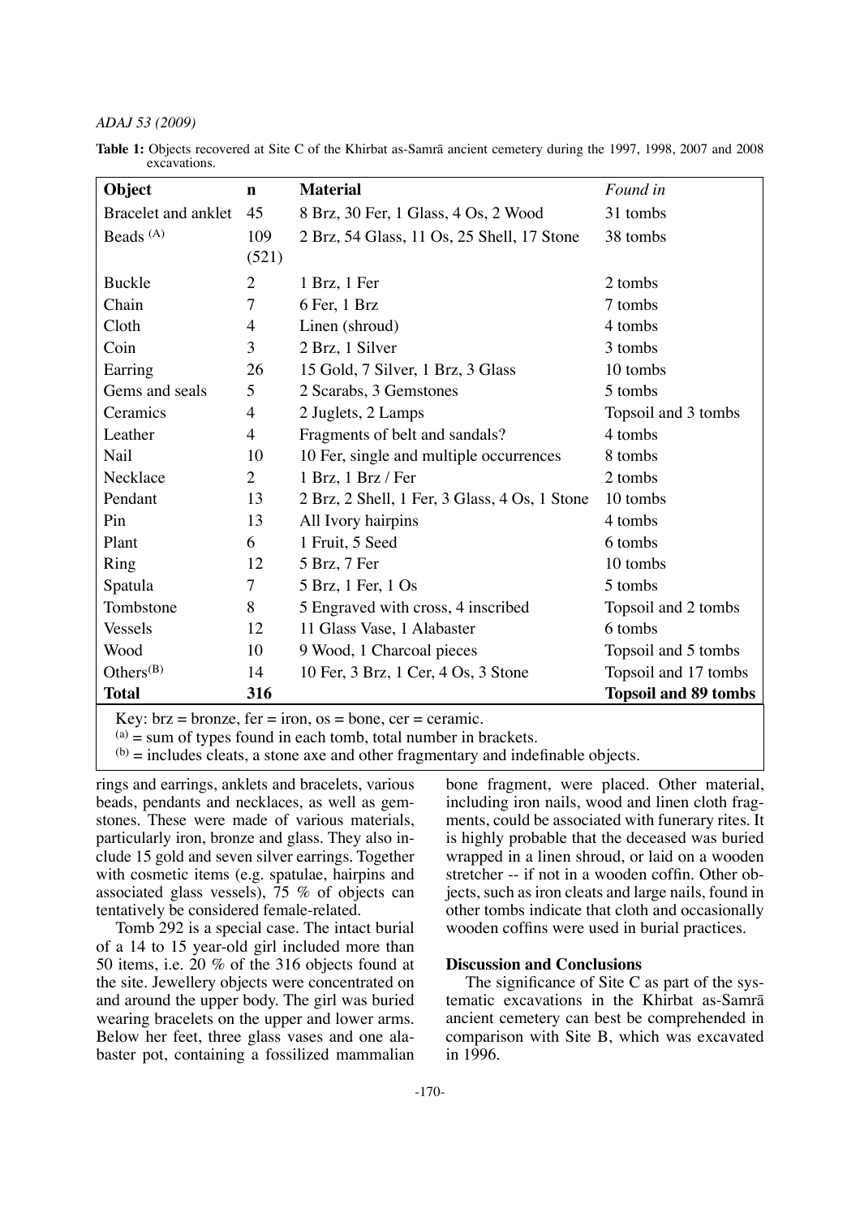**Table 1:** Objects recovered at Site C of the Khirbat as-Samrā ancient cemetery during the 1997, 1998, 2007 and 2008 excavations.

| **Object** | **n** | **Material** | *Found in* |
|---|---|---|---|
| Bracelet and anklet | 45 | 8 Brz, 30 Fer, 1 Glass, 4 Os, 2 Wood | 31 tombs |
| Beads [(A)] | 109 (521) | 2 Brz, 54 Glass, 11 Os, 25 Shell, 17 Stone | 38 tombs |
| Buckle | 2 | 1 Brz, 1 Fer | 2 tombs |
| Chain | 7 | 6 Fer, 1 Brz | 7 tombs |
| Cloth | 4 | Linen (shroud) | 4 tombs |
| Coin | 3 | 2 Brz, 1 Silver | 3 tombs |
| Earring | 26 | 15 Gold, 7 Silver, 1 Brz, 3 Glass | 10 tombs |
| Gems and seals | 5 | 2 Scarabs, 3 Gemstones | 5 tombs |
| Ceramics | 4 | 2 Juglets, 2 Lamps | Topsoil and 3 tombs |
| Leather | 4 | Fragments of belt and sandals? | 4 tombs |
| Nail | 10 | 10 Fer, single and multiple occurrences | 8 tombs |
| Necklace | 2 | 1 Brz, 1 Brz / Fer | 2 tombs |
| Pendant | 13 | 2 Brz, 2 Shell, 1 Fer, 3 Glass, 4 Os, 1 Stone | 10 tombs |
| Pin | 13 | All Ivory hairpins | 4 tombs |
| Plant | 6 | 1 Fruit, 5 Seed | 6 tombs |
| Ring | 12 | 5 Brz, 7 Fer | 10 tombs |
| Spatula | 7 | 5 Brz, 1 Fer, 1 Os | 5 tombs |
| Tombstone | 8 | 5 Engraved with cross, 4 inscribed | Topsoil and 2 tombs |
| Vessels | 12 | 11 Glass Vase, 1 Alabaster | 6 tombs |
| Wood | 10 | 9 Wood, 1 Charcoal pieces | Topsoil and 5 tombs |
| Others[(B)] | 14 | 10 Fer, 3 Brz, 1 Cer, 4 Os, 3 Stone | Topsoil and 17 tombs |
| **Total** | **316** | | **Topsoil and 89 tombs** |

Key: brz = bronze, fer = iron, os = bone, cer = ceramic.
[(a)] = sum of types found in each tomb, total number in brackets.
[(b)] = includes cleats, a stone axe and other fragmentary and indefinable objects.

rings and earrings, anklets and bracelets, various beads, pendants and necklaces, as well as gemstones. These were made of various materials, particularly iron, bronze and glass. They also include 15 gold and seven silver earrings. Together with cosmetic items (e.g. spatulae, hairpins and associated glass vessels), 75 % of objects can tentatively be considered female-related.

Tomb 292 is a special case. The intact burial of a 14 to 15 year-old girl included more than 50 items, i.e. 20 % of the 316 objects found at the site. Jewellery objects were concentrated on and around the upper body. The girl was buried wearing bracelets on the upper and lower arms. Below her feet, three glass vases and one alabaster pot, containing a fossilized mammalian bone fragment, were placed. Other material, including iron nails, wood and linen cloth fragments, could be associated with funerary rites. It is highly probable that the deceased was buried wrapped in a linen shroud, or laid on a wooden stretcher -- if not in a wooden coffin. Other objects, such as iron cleats and large nails, found in other tombs indicate that cloth and occasionally wooden coffins were used in burial practices.

### Discussion and Conclusions

The significance of Site C as part of the systematic excavations in the Khirbat as-Samrā ancient cemetery can best be comprehended in comparison with Site B, which was excavated in 1996.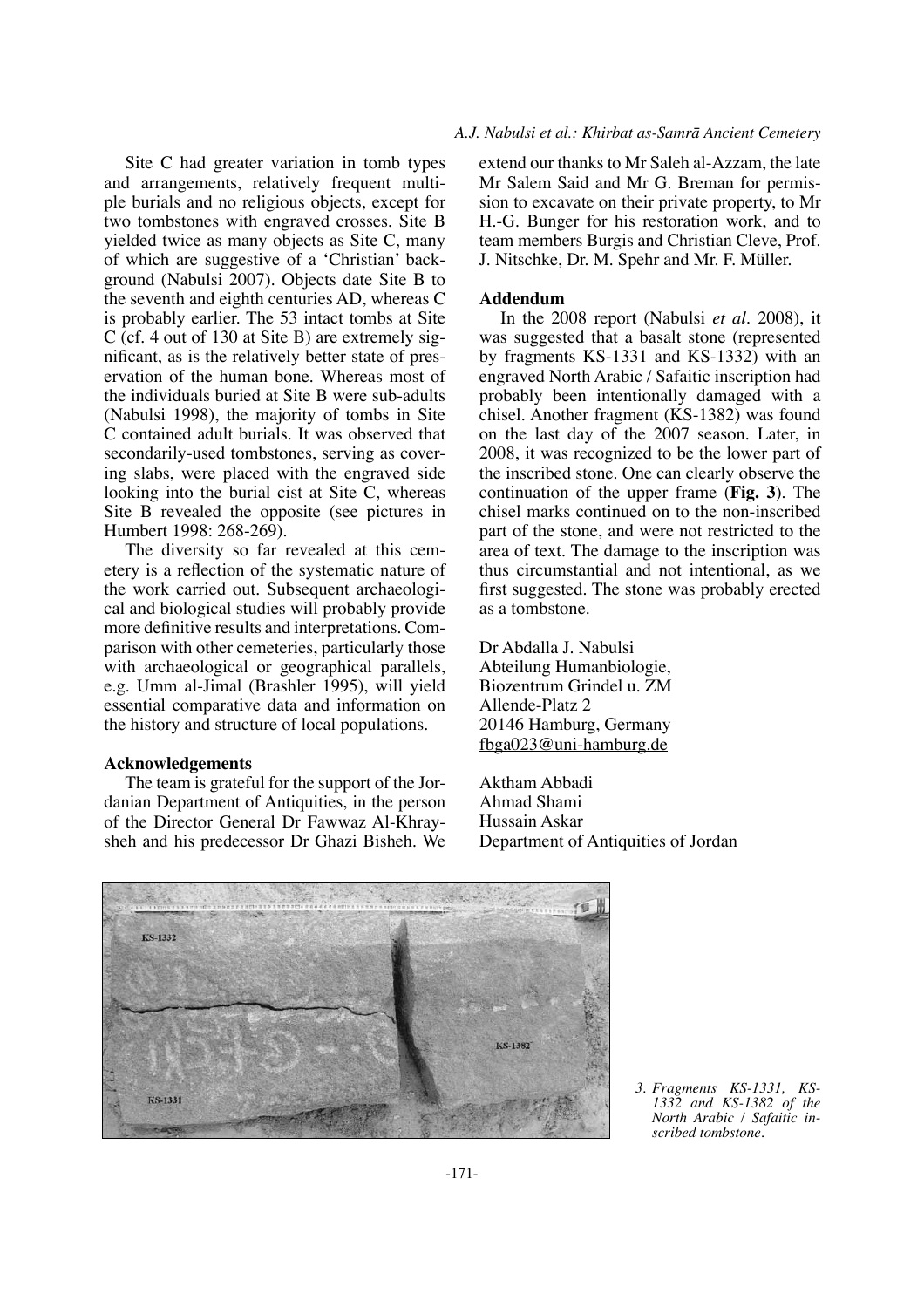Site C had greater variation in tomb types and arrangements, relatively frequent multiple burials and no religious objects, except for two tombstones with engraved crosses. Site B yielded twice as many objects as Site C, many of which are suggestive of a 'Christian' background (Nabulsi 2007). Objects date Site B to the seventh and eighth centuries AD, whereas C is probably earlier. The 53 intact tombs at Site C (cf. 4 out of 130 at Site B) are extremely significant, as is the relatively better state of preservation of the human bone. Whereas most of the individuals buried at Site B were sub-adults (Nabulsi 1998), the majority of tombs in Site C contained adult burials. It was observed that secondarily-used tombstones, serving as covering slabs, were placed with the engraved side looking into the burial cist at Site C, whereas Site B revealed the opposite (see pictures in Humbert 1998: 268-269).

The diversity so far revealed at this cemetery is a reflection of the systematic nature of the work carried out. Subsequent archaeological and biological studies will probably provide more definitive results and interpretations. Comparison with other cemeteries, particularly those with archaeological or geographical parallels, e.g. Umm al-Jimal (Brashler 1995), will yield essential comparative data and information on the history and structure of local populations.

**Acknowledgements**

The team is grateful for the support of the Jordanian Department of Antiquities, in the person of the Director General Dr Fawwaz Al-Khraysheh and his predecessor Dr Ghazi Bisheh. We extend our thanks to Mr Saleh al-Azzam, the late Mr Salem Said and Mr G. Breman for permission to excavate on their private property, to Mr H.-G. Bunger for his restoration work, and to team members Burgis and Christian Cleve, Prof. J. Nitschke, Dr. M. Spehr and Mr. F. Müller.

**Addendum**

In the 2008 report (Nabulsi *et al*. 2008), it was suggested that a basalt stone (represented by fragments KS-1331 and KS-1332) with an engraved North Arabic / Safaitic inscription had probably been intentionally damaged with a chisel. Another fragment (KS-1382) was found on the last day of the 2007 season. Later, in 2008, it was recognized to be the lower part of the inscribed stone. One can clearly observe the continuation of the upper frame (**Fig. 3**). The chisel marks continued on to the non-inscribed part of the stone, and were not restricted to the area of text. The damage to the inscription was thus circumstantial and not intentional, as we first suggested. The stone was probably erected as a tombstone.

Dr Abdalla J. Nabulsi
Abteilung Humanbiologie,
Biozentrum Grindel u. ZM
Allende-Platz 2
20146 Hamburg, Germany
fbga023@uni-hamburg.de

Aktham Abbadi
Ahmad Shami
Hussain Askar
Department of Antiquities of Jordan

*3. Fragments KS-1331, KS-1332 and KS-1382 of the North Arabic / Safaitic inscribed tombstone.*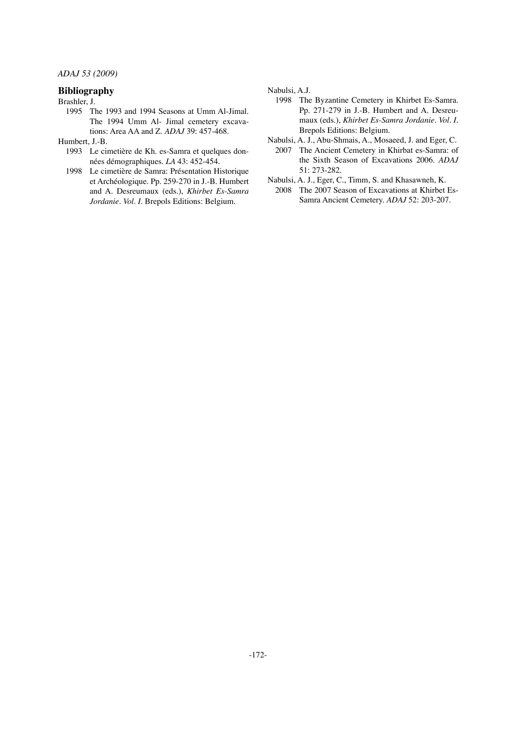## Bibliography

Brashler, J.

1995 The 1993 and 1994 Seasons at Umm Al-Jimal. The 1994 Umm Al- Jimal cemetery excavations: Area AA and Z. *ADAJ* 39: 457-468.

Humbert, J.-B.

1993 Le cimetière de Kh. es-Samra et quelques données démographiques. *LA* 43: 452-454.

1998 Le cimetière de Samra: Présentation Historique et Archéologique. Pp. 259-270 in J.-B. Humbert and A. Desreumaux (eds.), *Khirbet Es-Samra Jordanie*. *Vol*. *I*. Brepols Editions: Belgium.

Nabulsi, A.J.

1998 The Byzantine Cemetery in Khirbet Es-Samra. Pp. 271-279 in J.-B. Humbert and A. Desreumaux (eds.), *Khirbet Es-Samra Jordanie*. *Vol*. *I*. Brepols Editions: Belgium.

Nabulsi, A. J., Abu-Shmais, A., Mosaeed, J. and Eger, C.

2007 The Ancient Cemetery in Khirbat es-Samra: of the Sixth Season of Excavations 2006. *ADAJ* 51: 273-282.

Nabulsi, A. J., Eger, C., Timm, S. and Khasawneh, K.

2008 The 2007 Season of Excavations at Khirbet Es-Samra Ancient Cemetery. *ADAJ* 52: 203-207.